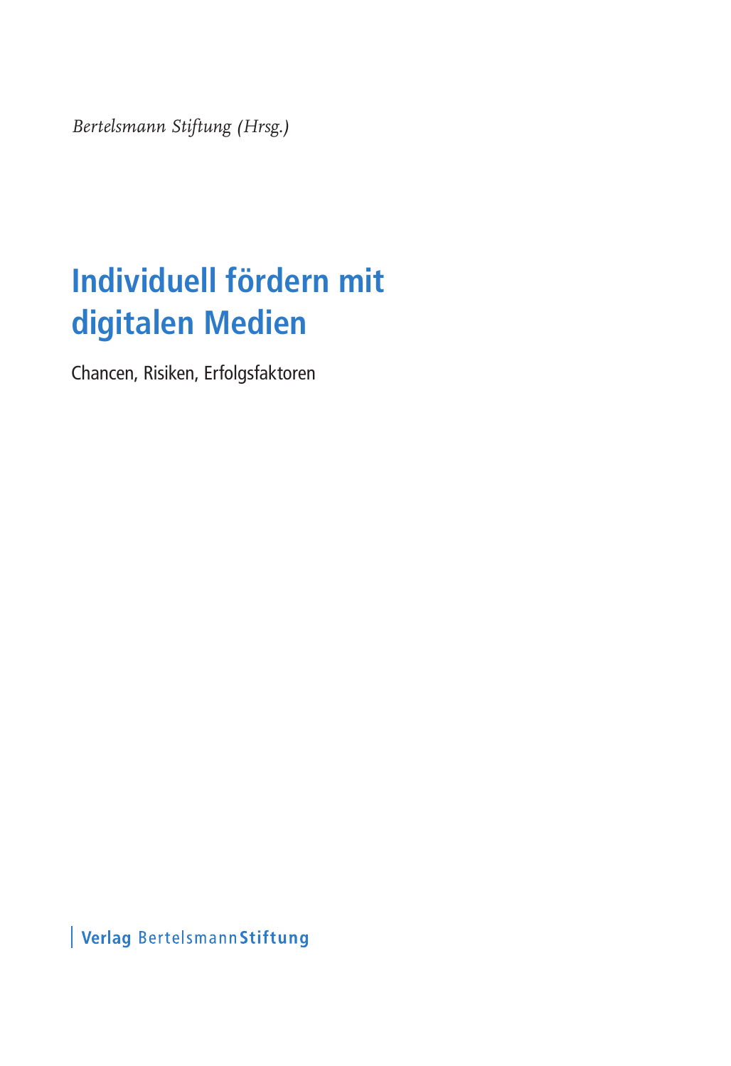*Bertelsmann Stiftung (Hrsg.)*

# Individuell fördern mit digitalen Medien

Chancen, Risiken, Erfolgsfaktoren

**Verlag** Bertelsmann**Stiftung**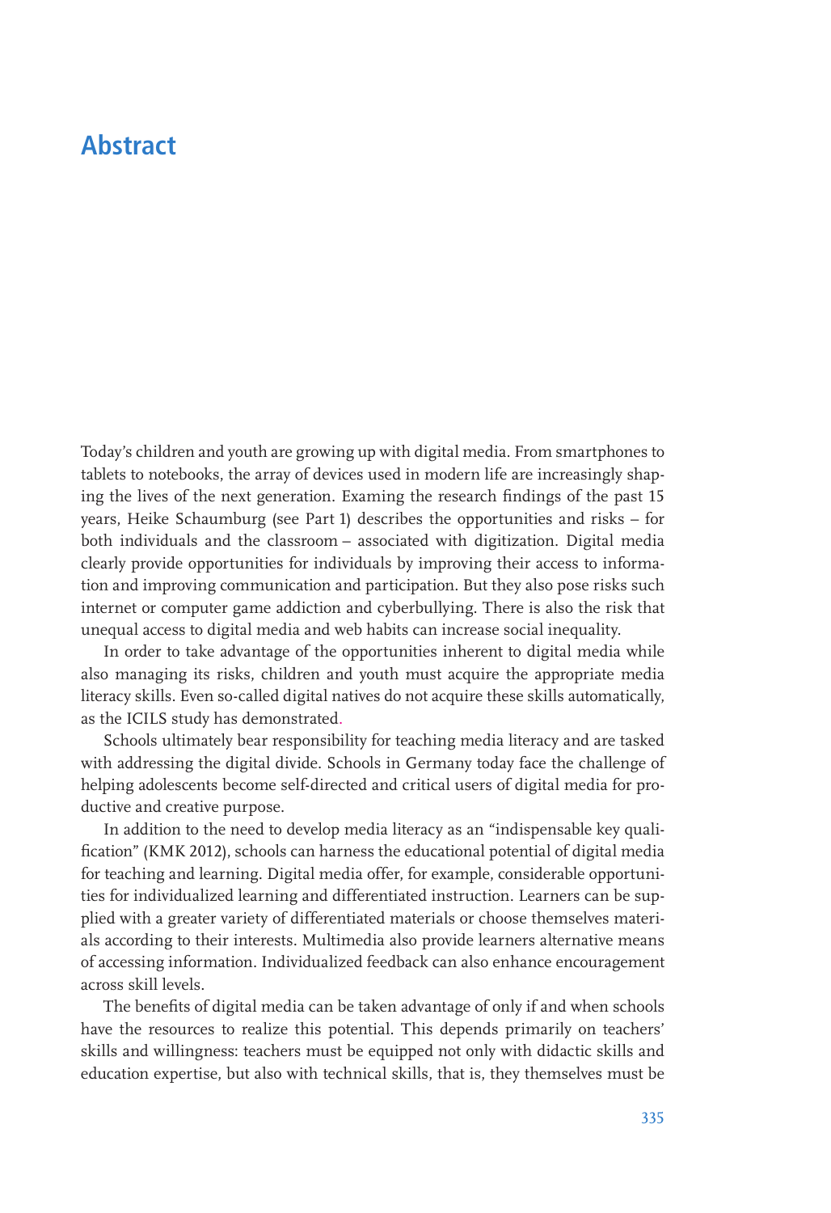# Abstract

Today's children and youth are growing up with digital media. From smartphones to tablets to notebooks, the array of devices used in modern life are increasingly shaping the lives of the next generation. Examing the research findings of the past 15 years, Heike Schaumburg (see Part 1) describes the opportunities and risks – for both individuals and the classroom – associated with digitization. Digital media clearly provide opportunities for individuals by improving their access to information and improving communication and participation. But they also pose risks such internet or computer game addiction and cyberbullying. There is also the risk that unequal access to digital media and web habits can increase social inequality.

In order to take advantage of the opportunities inherent to digital media while also managing its risks, children and youth must acquire the appropriate media literacy skills. Even so-called digital natives do not acquire these skills automatically, as the ICILS study has demonstrated.

Schools ultimately bear responsibility for teaching media literacy and are tasked with addressing the digital divide. Schools in Germany today face the challenge of helping adolescents become self-directed and critical users of digital media for productive and creative purpose.

In addition to the need to develop media literacy as an "indispensable key qualification" (KMK 2012), schools can harness the educational potential of digital media for teaching and learning. Digital media offer, for example, considerable opportunities for individualized learning and differentiated instruction. Learners can be supplied with a greater variety of differentiated materials or choose themselves materials according to their interests. Multimedia also provide learners alternative means of accessing information. Individualized feedback can also enhance encouragement across skill levels.

The benefits of digital media can be taken advantage of only if and when schools have the resources to realize this potential. This depends primarily on teachers' skills and willingness: teachers must be equipped not only with didactic skills and education expertise, but also with technical skills, that is, they themselves must be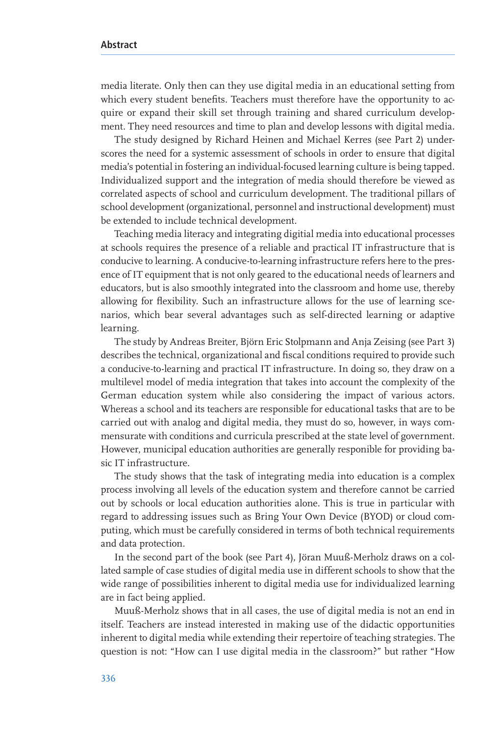media literate. Only then can they use digital media in an educational setting from which every student benefits. Teachers must therefore have the opportunity to acquire or expand their skill set through training and shared curriculum development. They need resources and time to plan and develop lessons with digital media.

The study designed by Richard Heinen and Michael Kerres (see Part 2) underscores the need for a systemic assessment of schools in order to ensure that digital media's potential in fostering an individual-focused learning culture is being tapped. Individualized support and the integration of media should therefore be viewed as correlated aspects of school and curriculum development. The traditional pillars of school development (organizational, personnel and instructional development) must be extended to include technical development.

Teaching media literacy and integrating digitial media into educational processes at schools requires the presence of a reliable and practical IT infrastructure that is conducive to learning. A conducive-to-learning infrastructure refers here to the presence of IT equipment that is not only geared to the educational needs of learners and educators, but is also smoothly integrated into the classroom and home use, thereby allowing for flexibility. Such an infrastructure allows for the use of learning scenarios, which bear several advantages such as self-directed learning or adaptive learning.

The study by Andreas Breiter, Björn Eric Stolpmann and Anja Zeising (see Part 3) describes the technical, organizational and fiscal conditions required to provide such a conducive-to-learning and practical IT infrastructure. In doing so, they draw on a multilevel model of media integration that takes into account the complexity of the German education system while also considering the impact of various actors. Whereas a school and its teachers are responsible for educational tasks that are to be carried out with analog and digital media, they must do so, however, in ways commensurate with conditions and curricula prescribed at the state level of government. However, municipal education authorities are generally responible for providing basic IT infrastructure.

The study shows that the task of integrating media into education is a complex process involving all levels of the education system and therefore cannot be carried out by schools or local education authorities alone. This is true in particular with regard to addressing issues such as Bring Your Own Device (BYOD) or cloud computing, which must be carefully considered in terms of both technical requirements and data protection.

In the second part of the book (see Part 4), Jöran Muuß-Merholz draws on a collated sample of case studies of digital media use in different schools to show that the wide range of possibilities inherent to digital media use for individualized learning are in fact being applied.

Muuß-Merholz shows that in all cases, the use of digital media is not an end in itself. Teachers are instead interested in making use of the didactic opportunities inherent to digital media while extending their repertoire of teaching strategies. The question is not: "How can I use digital media in the classroom?" but rather "How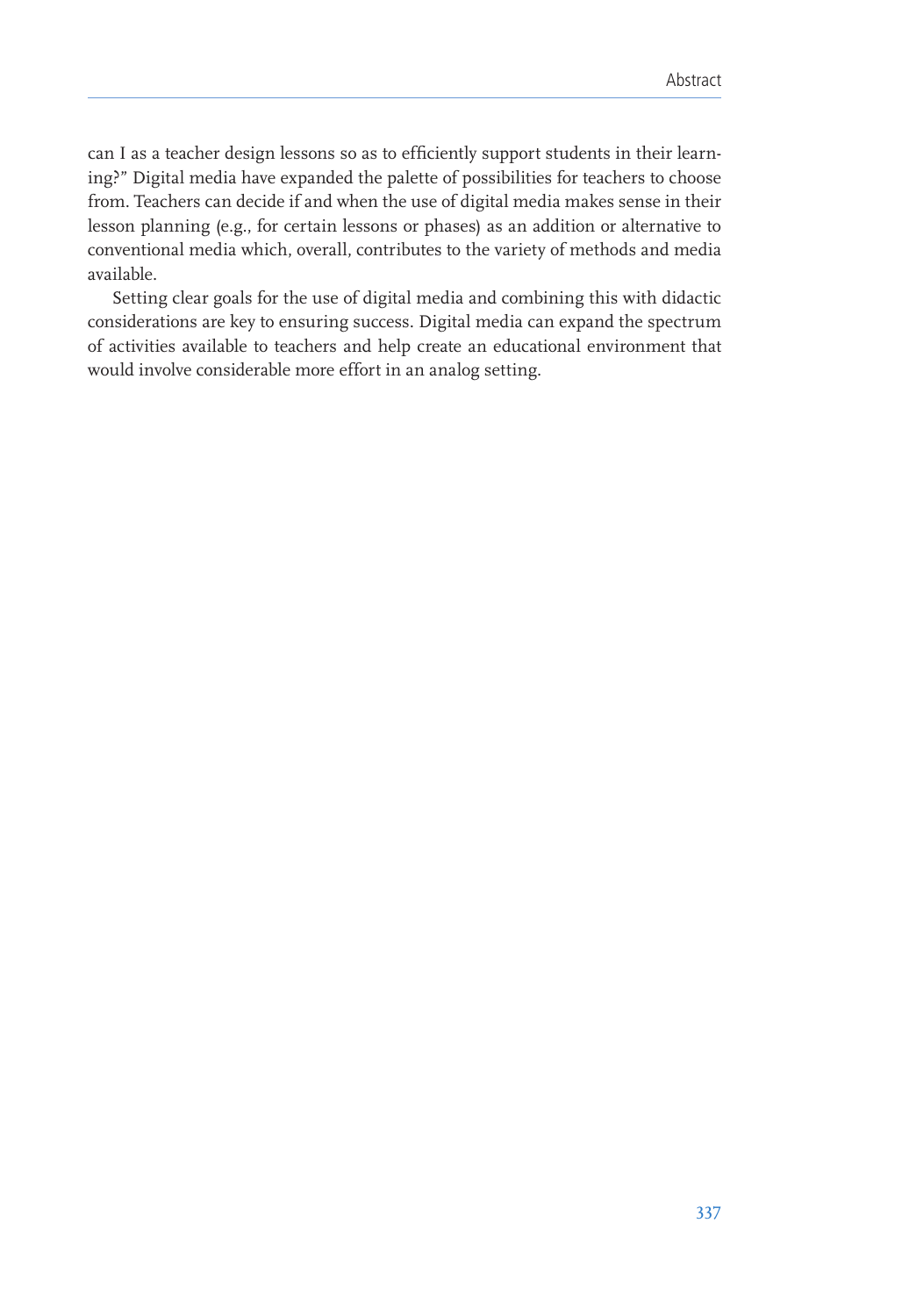can I as a teacher design lessons so as to efficiently support students in their learning?" Digital media have expanded the palette of possibilities for teachers to choose from. Teachers can decide if and when the use of digital media makes sense in their lesson planning (e.g., for certain lessons or phases) as an addition or alternative to conventional media which, overall, contributes to the variety of methods and media available.

Setting clear goals for the use of digital media and combining this with didactic considerations are key to ensuring success. Digital media can expand the spectrum of activities available to teachers and help create an educational environment that would involve considerable more effort in an analog setting.